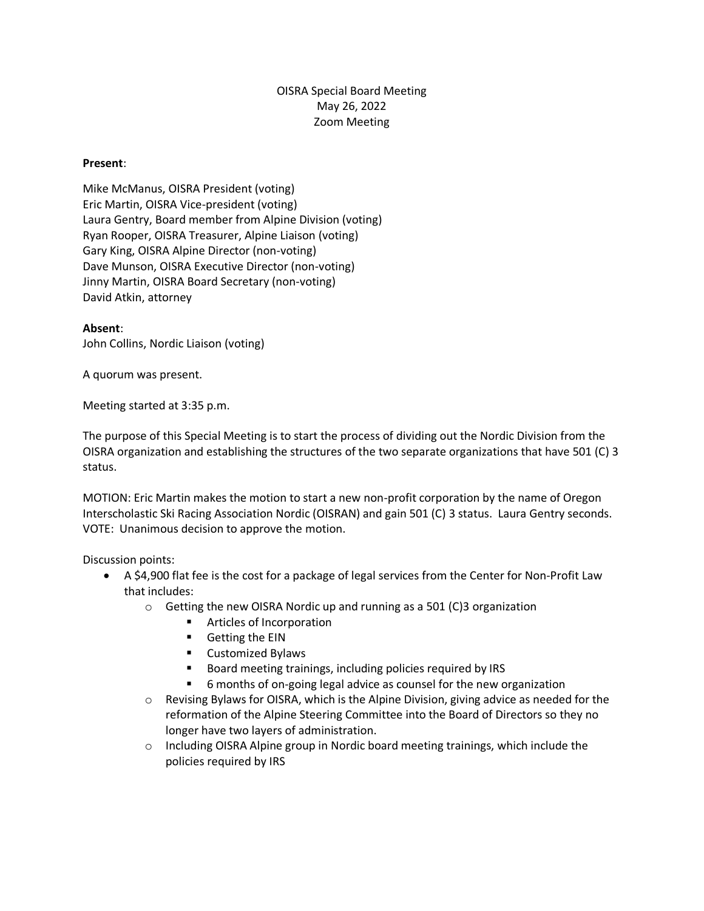OISRA Special Board Meeting
May 26, 2022
Zoom Meeting

**Present**:

Mike McManus, OISRA President (voting)
Eric Martin, OISRA Vice-president (voting)
Laura Gentry, Board member from Alpine Division (voting)
Ryan Rooper, OISRA Treasurer, Alpine Liaison (voting)
Gary King, OISRA Alpine Director (non-voting)
Dave Munson, OISRA Executive Director (non-voting)
Jinny Martin, OISRA Board Secretary (non-voting)
David Atkin, attorney

**Absent**:
John Collins, Nordic Liaison (voting)

A quorum was present.

Meeting started at 3:35 p.m.

The purpose of this Special Meeting is to start the process of dividing out the Nordic Division from the OISRA organization and establishing the structures of the two separate organizations that have 501 (C) 3 status.

MOTION: Eric Martin makes the motion to start a new non-profit corporation by the name of Oregon Interscholastic Ski Racing Association Nordic (OISRAN) and gain 501 (C) 3 status. Laura Gentry seconds. VOTE: Unanimous decision to approve the motion.

Discussion points:

- A $4,900 flat fee is the cost for a package of legal services from the Center for Non-Profit Law that includes:
  - Getting the new OISRA Nordic up and running as a 501 (C)3 organization
    - Articles of Incorporation
    - Getting the EIN
    - Customized Bylaws
    - Board meeting trainings, including policies required by IRS
    - 6 months of on-going legal advice as counsel for the new organization
  - Revising Bylaws for OISRA, which is the Alpine Division, giving advice as needed for the reformation of the Alpine Steering Committee into the Board of Directors so they no longer have two layers of administration.
  - Including OISRA Alpine group in Nordic board meeting trainings, which include the policies required by IRS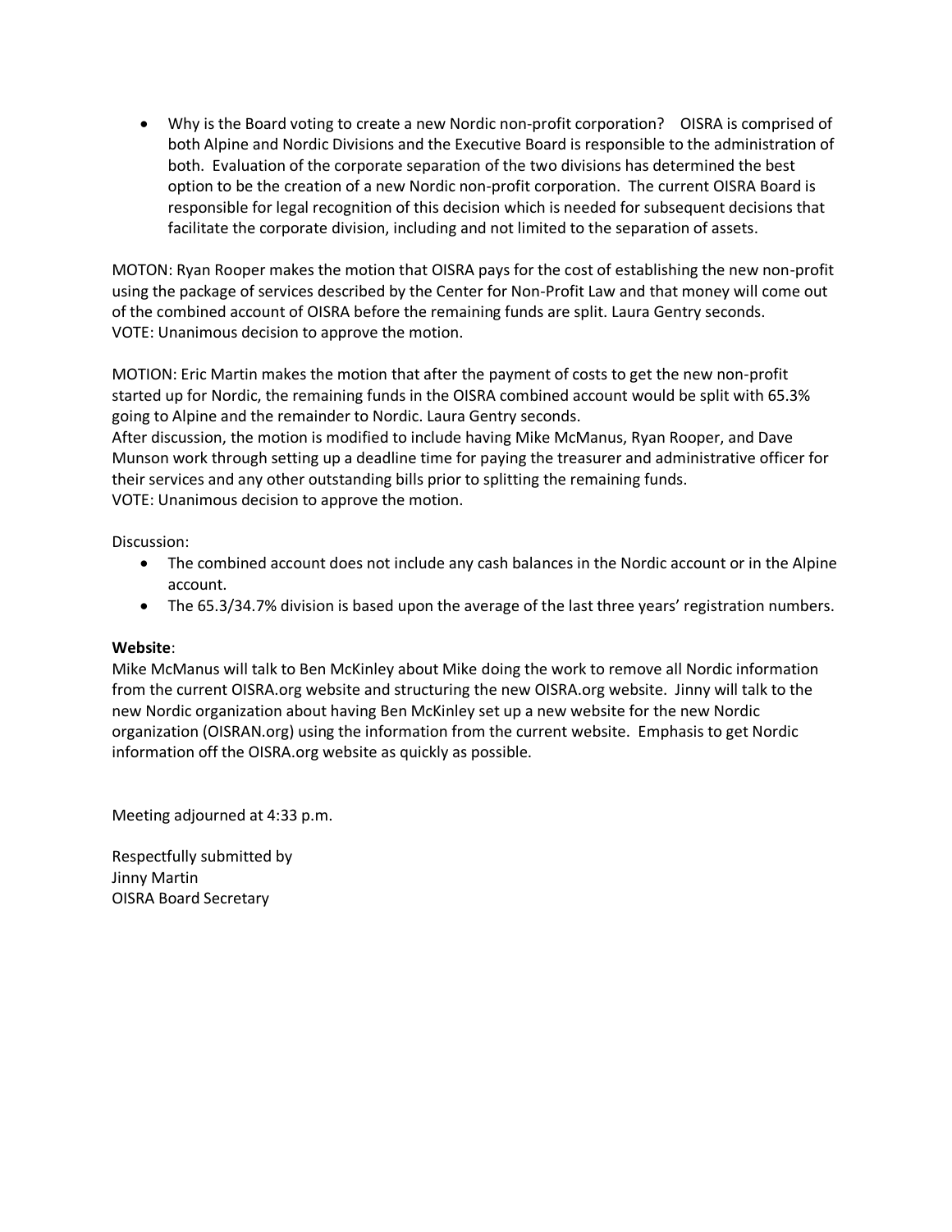- Why is the Board voting to create a new Nordic non-profit corporation? OISRA is comprised of both Alpine and Nordic Divisions and the Executive Board is responsible to the administration of both. Evaluation of the corporate separation of the two divisions has determined the best option to be the creation of a new Nordic non-profit corporation. The current OISRA Board is responsible for legal recognition of this decision which is needed for subsequent decisions that facilitate the corporate division, including and not limited to the separation of assets.

MOTON: Ryan Rooper makes the motion that OISRA pays for the cost of establishing the new non-profit using the package of services described by the Center for Non-Profit Law and that money will come out of the combined account of OISRA before the remaining funds are split. Laura Gentry seconds.
VOTE: Unanimous decision to approve the motion.

MOTION: Eric Martin makes the motion that after the payment of costs to get the new non-profit started up for Nordic, the remaining funds in the OISRA combined account would be split with 65.3% going to Alpine and the remainder to Nordic. Laura Gentry seconds.
After discussion, the motion is modified to include having Mike McManus, Ryan Rooper, and Dave Munson work through setting up a deadline time for paying the treasurer and administrative officer for their services and any other outstanding bills prior to splitting the remaining funds.
VOTE: Unanimous decision to approve the motion.

Discussion:

- The combined account does not include any cash balances in the Nordic account or in the Alpine account.
- The 65.3/34.7% division is based upon the average of the last three years' registration numbers.

**Website**:
Mike McManus will talk to Ben McKinley about Mike doing the work to remove all Nordic information from the current OISRA.org website and structuring the new OISRA.org website. Jinny will talk to the new Nordic organization about having Ben McKinley set up a new website for the new Nordic organization (OISRAN.org) using the information from the current website. Emphasis to get Nordic information off the OISRA.org website as quickly as possible.

Meeting adjourned at 4:33 p.m.

Respectfully submitted by
Jinny Martin
OISRA Board Secretary